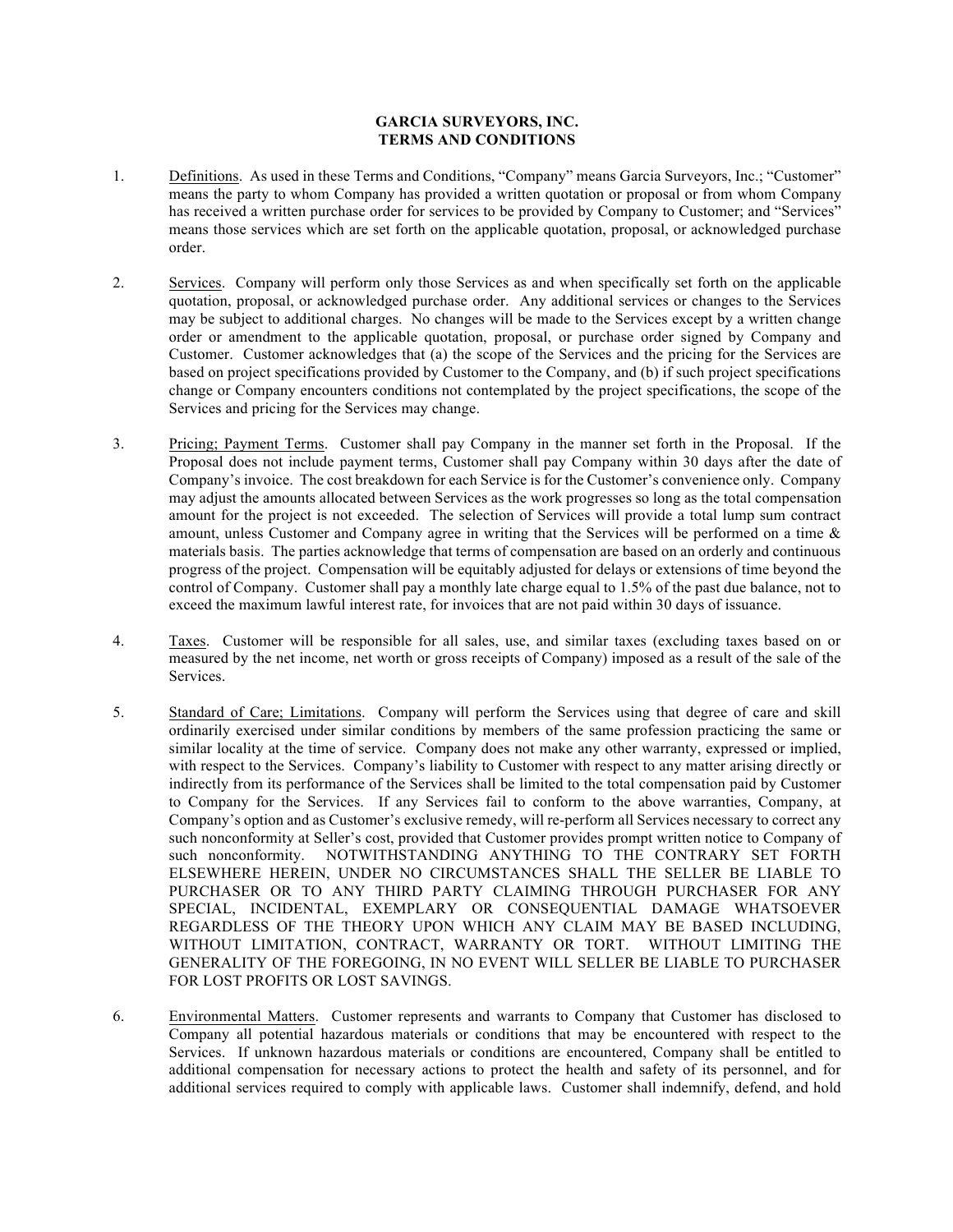# GARCIA SURVEYORS, INC.
# TERMS AND CONDITIONS

1. Definitions. As used in these Terms and Conditions, "Company" means Garcia Surveyors, Inc.; "Customer" means the party to whom Company has provided a written quotation or proposal or from whom Company has received a written purchase order for services to be provided by Company to Customer; and "Services" means those services which are set forth on the applicable quotation, proposal, or acknowledged purchase order.

2. Services. Company will perform only those Services as and when specifically set forth on the applicable quotation, proposal, or acknowledged purchase order. Any additional services or changes to the Services may be subject to additional charges. No changes will be made to the Services except by a written change order or amendment to the applicable quotation, proposal, or purchase order signed by Company and Customer. Customer acknowledges that (a) the scope of the Services and the pricing for the Services are based on project specifications provided by Customer to the Company, and (b) if such project specifications change or Company encounters conditions not contemplated by the project specifications, the scope of the Services and pricing for the Services may change.

3. Pricing; Payment Terms. Customer shall pay Company in the manner set forth in the Proposal. If the Proposal does not include payment terms, Customer shall pay Company within 30 days after the date of Company's invoice. The cost breakdown for each Service is for the Customer's convenience only. Company may adjust the amounts allocated between Services as the work progresses so long as the total compensation amount for the project is not exceeded. The selection of Services will provide a total lump sum contract amount, unless Customer and Company agree in writing that the Services will be performed on a time & materials basis. The parties acknowledge that terms of compensation are based on an orderly and continuous progress of the project. Compensation will be equitably adjusted for delays or extensions of time beyond the control of Company. Customer shall pay a monthly late charge equal to 1.5% of the past due balance, not to exceed the maximum lawful interest rate, for invoices that are not paid within 30 days of issuance.

4. Taxes. Customer will be responsible for all sales, use, and similar taxes (excluding taxes based on or measured by the net income, net worth or gross receipts of Company) imposed as a result of the sale of the Services.

5. Standard of Care; Limitations. Company will perform the Services using that degree of care and skill ordinarily exercised under similar conditions by members of the same profession practicing the same or similar locality at the time of service. Company does not make any other warranty, expressed or implied, with respect to the Services. Company's liability to Customer with respect to any matter arising directly or indirectly from its performance of the Services shall be limited to the total compensation paid by Customer to Company for the Services. If any Services fail to conform to the above warranties, Company, at Company's option and as Customer's exclusive remedy, will re-perform all Services necessary to correct any such nonconformity at Seller's cost, provided that Customer provides prompt written notice to Company of such nonconformity. NOTWITHSTANDING ANYTHING TO THE CONTRARY SET FORTH ELSEWHERE HEREIN, UNDER NO CIRCUMSTANCES SHALL THE SELLER BE LIABLE TO PURCHASER OR TO ANY THIRD PARTY CLAIMING THROUGH PURCHASER FOR ANY SPECIAL, INCIDENTAL, EXEMPLARY OR CONSEQUENTIAL DAMAGE WHATSOEVER REGARDLESS OF THE THEORY UPON WHICH ANY CLAIM MAY BE BASED INCLUDING, WITHOUT LIMITATION, CONTRACT, WARRANTY OR TORT. WITHOUT LIMITING THE GENERALITY OF THE FOREGOING, IN NO EVENT WILL SELLER BE LIABLE TO PURCHASER FOR LOST PROFITS OR LOST SAVINGS.

6. Environmental Matters. Customer represents and warrants to Company that Customer has disclosed to Company all potential hazardous materials or conditions that may be encountered with respect to the Services. If unknown hazardous materials or conditions are encountered, Company shall be entitled to additional compensation for necessary actions to protect the health and safety of its personnel, and for additional services required to comply with applicable laws. Customer shall indemnify, defend, and hold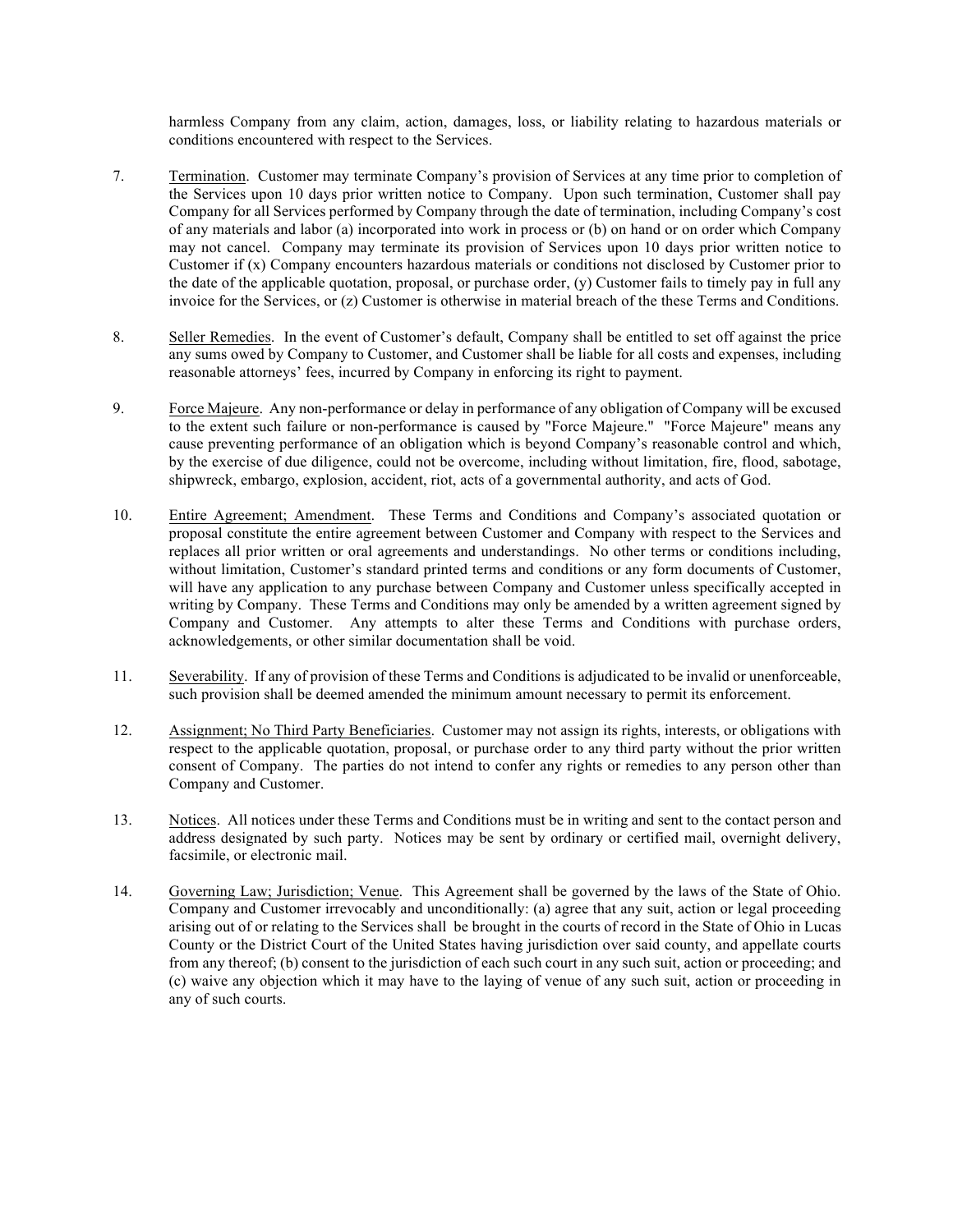harmless Company from any claim, action, damages, loss, or liability relating to hazardous materials or conditions encountered with respect to the Services.

7. Termination. Customer may terminate Company's provision of Services at any time prior to completion of the Services upon 10 days prior written notice to Company. Upon such termination, Customer shall pay Company for all Services performed by Company through the date of termination, including Company's cost of any materials and labor (a) incorporated into work in process or (b) on hand or on order which Company may not cancel. Company may terminate its provision of Services upon 10 days prior written notice to Customer if (x) Company encounters hazardous materials or conditions not disclosed by Customer prior to the date of the applicable quotation, proposal, or purchase order, (y) Customer fails to timely pay in full any invoice for the Services, or (z) Customer is otherwise in material breach of the these Terms and Conditions.

8. Seller Remedies. In the event of Customer's default, Company shall be entitled to set off against the price any sums owed by Company to Customer, and Customer shall be liable for all costs and expenses, including reasonable attorneys' fees, incurred by Company in enforcing its right to payment.

9. Force Majeure. Any non-performance or delay in performance of any obligation of Company will be excused to the extent such failure or non-performance is caused by "Force Majeure." "Force Majeure" means any cause preventing performance of an obligation which is beyond Company's reasonable control and which, by the exercise of due diligence, could not be overcome, including without limitation, fire, flood, sabotage, shipwreck, embargo, explosion, accident, riot, acts of a governmental authority, and acts of God.

10. Entire Agreement; Amendment. These Terms and Conditions and Company's associated quotation or proposal constitute the entire agreement between Customer and Company with respect to the Services and replaces all prior written or oral agreements and understandings. No other terms or conditions including, without limitation, Customer's standard printed terms and conditions or any form documents of Customer, will have any application to any purchase between Company and Customer unless specifically accepted in writing by Company. These Terms and Conditions may only be amended by a written agreement signed by Company and Customer. Any attempts to alter these Terms and Conditions with purchase orders, acknowledgements, or other similar documentation shall be void.

11. Severability. If any of provision of these Terms and Conditions is adjudicated to be invalid or unenforceable, such provision shall be deemed amended the minimum amount necessary to permit its enforcement.

12. Assignment; No Third Party Beneficiaries. Customer may not assign its rights, interests, or obligations with respect to the applicable quotation, proposal, or purchase order to any third party without the prior written consent of Company. The parties do not intend to confer any rights or remedies to any person other than Company and Customer.

13. Notices. All notices under these Terms and Conditions must be in writing and sent to the contact person and address designated by such party. Notices may be sent by ordinary or certified mail, overnight delivery, facsimile, or electronic mail.

14. Governing Law; Jurisdiction; Venue. This Agreement shall be governed by the laws of the State of Ohio. Company and Customer irrevocably and unconditionally: (a) agree that any suit, action or legal proceeding arising out of or relating to the Services shall be brought in the courts of record in the State of Ohio in Lucas County or the District Court of the United States having jurisdiction over said county, and appellate courts from any thereof; (b) consent to the jurisdiction of each such court in any such suit, action or proceeding; and (c) waive any objection which it may have to the laying of venue of any such suit, action or proceeding in any of such courts.